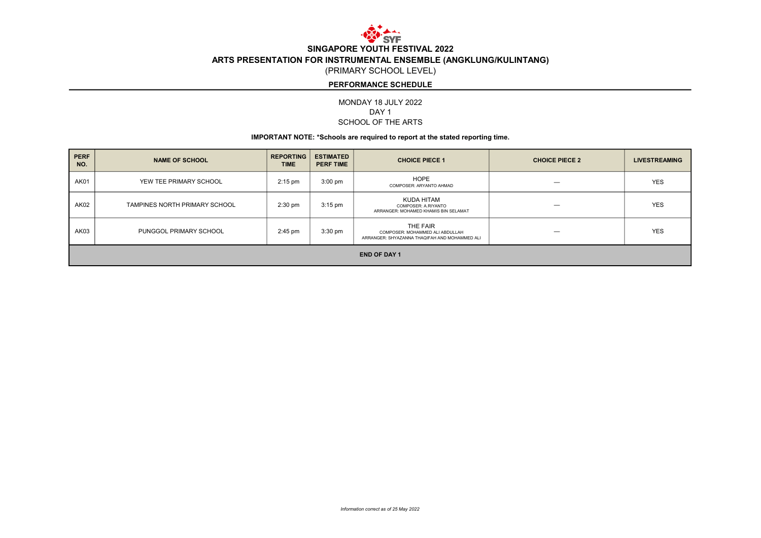# SINGAPORE YOUTH FESTIVAL 2022

## ARTS PRESENTATION FOR INSTRUMENTAL ENSEMBLE (ANGKLUNG/KULINTANG)

(PRIMARY SCHOOL LEVEL)

### PERFORMANCE SCHEDULE

MONDAY 18 JULY 2022
DAY 1
SCHOOL OF THE ARTS

**IMPORTANT NOTE: *Schools are required to report at the stated reporting time.**

| PERF NO. | NAME OF SCHOOL | REPORTING TIME | ESTIMATED PERF TIME | CHOICE PIECE 1 | CHOICE PIECE 2 | LIVESTREAMING |
|---|---|---|---|---|---|---|
| AK01 | YEW TEE PRIMARY SCHOOL | 2:15 pm | 3:00 pm | HOPE<br>COMPOSER: ARYANTO AHMAD | — | YES |
| AK02 | TAMPINES NORTH PRIMARY SCHOOL | 2:30 pm | 3:15 pm | KUDA HITAM<br>COMPOSER: A.RIYANTO<br>ARRANGER: MOHAMED KHAMIS BIN SELAMAT | — | YES |
| AK03 | PUNGGOL PRIMARY SCHOOL | 2:45 pm | 3:30 pm | THE FAIR<br>COMPOSER: MOHAMMED ALI ABDULLAH<br>ARRANGER: SHYAZANNA THAQIFAH AND MOHAMMED ALI | — | YES |
| **END OF DAY 1** | | | | | | |

*Information correct as of 25 May 2022*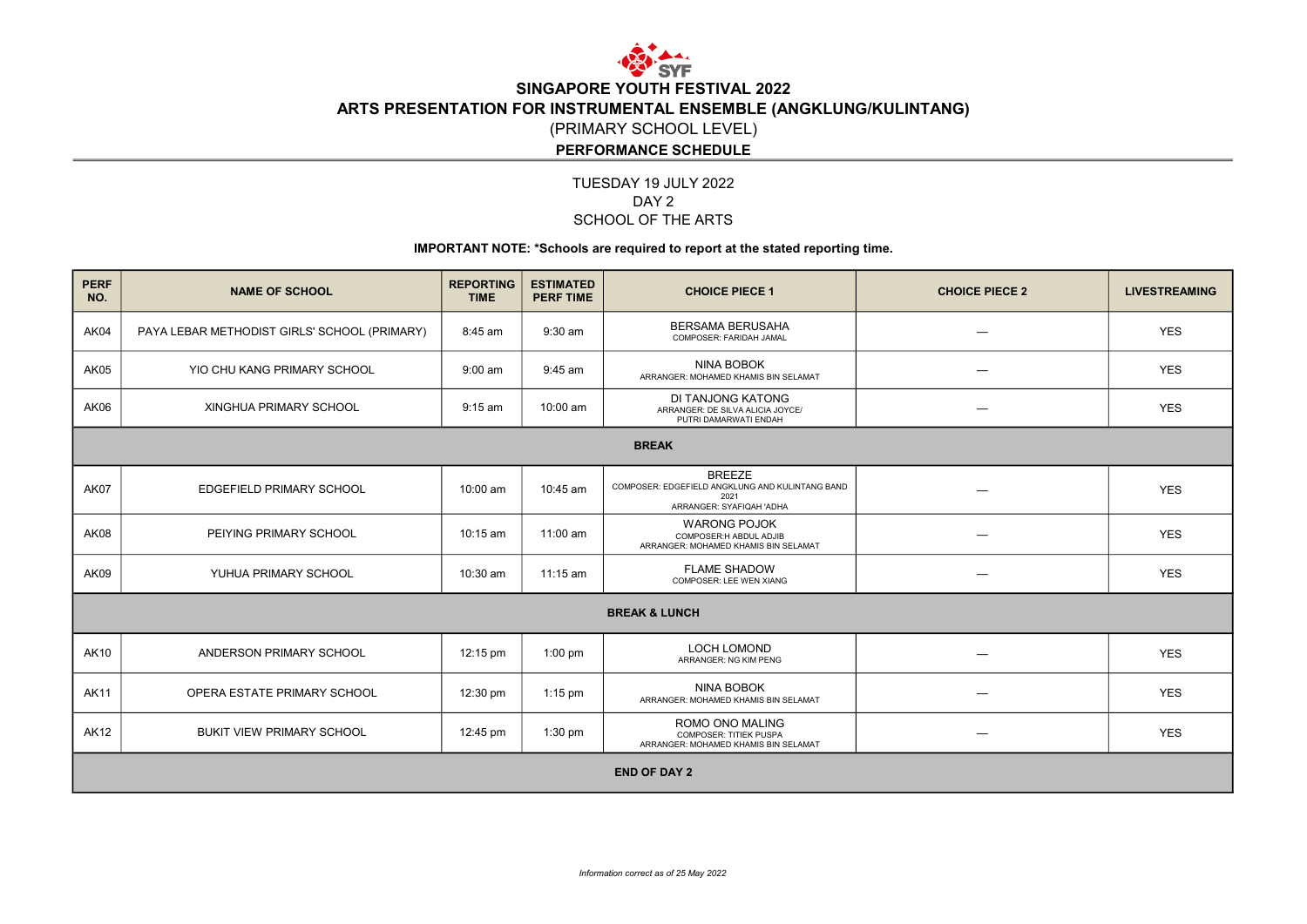# SINGAPORE YOUTH FESTIVAL 2022

## ARTS PRESENTATION FOR INSTRUMENTAL ENSEMBLE (ANGKLUNG/KULINTANG)

(PRIMARY SCHOOL LEVEL)

**PERFORMANCE SCHEDULE**

TUESDAY 19 JULY 2022
DAY 2
SCHOOL OF THE ARTS

**IMPORTANT NOTE: *Schools are required to report at the stated reporting time.**

| PERF NO. | NAME OF SCHOOL | REPORTING TIME | ESTIMATED PERF TIME | CHOICE PIECE 1 | CHOICE PIECE 2 | LIVESTREAMING |
|---|---|---|---|---|---|---|
| AK04 | PAYA LEBAR METHODIST GIRLS' SCHOOL (PRIMARY) | 8:45 am | 9:30 am | BERSAMA BERUSAHA<br>COMPOSER: FARIDAH JAMAL | — | YES |
| AK05 | YIO CHU KANG PRIMARY SCHOOL | 9:00 am | 9:45 am | NINA BOBOK<br>ARRANGER: MOHAMED KHAMIS BIN SELAMAT | — | YES |
| AK06 | XINGHUA PRIMARY SCHOOL | 9:15 am | 10:00 am | DI TANJONG KATONG<br>ARRANGER: DE SILVA ALICIA JOYCE/ PUTRI DAMARWATI ENDAH | — | YES |
| **BREAK** | | | | | | |
| AK07 | EDGEFIELD PRIMARY SCHOOL | 10:00 am | 10:45 am | BREEZE<br>COMPOSER: EDGEFIELD ANGKLUNG AND KULINTANG BAND 2021<br>ARRANGER: SYAFIQAH 'ADHA | — | YES |
| AK08 | PEIYING PRIMARY SCHOOL | 10:15 am | 11:00 am | WARONG POJOK<br>COMPOSER:H ABDUL ADJIB<br>ARRANGER: MOHAMED KHAMIS BIN SELAMAT | — | YES |
| AK09 | YUHUA PRIMARY SCHOOL | 10:30 am | 11:15 am | FLAME SHADOW<br>COMPOSER: LEE WEN XIANG | — | YES |
| **BREAK & LUNCH** | | | | | | |
| AK10 | ANDERSON PRIMARY SCHOOL | 12:15 pm | 1:00 pm | LOCH LOMOND<br>ARRANGER: NG KIM PENG | — | YES |
| AK11 | OPERA ESTATE PRIMARY SCHOOL | 12:30 pm | 1:15 pm | NINA BOBOK<br>ARRANGER: MOHAMED KHAMIS BIN SELAMAT | — | YES |
| AK12 | BUKIT VIEW PRIMARY SCHOOL | 12:45 pm | 1:30 pm | ROMO ONO MALING<br>COMPOSER: TITIEK PUSPA<br>ARRANGER: MOHAMED KHAMIS BIN SELAMAT | — | YES |
| **END OF DAY 2** | | | | | | |

*Information correct as of 25 May 2022*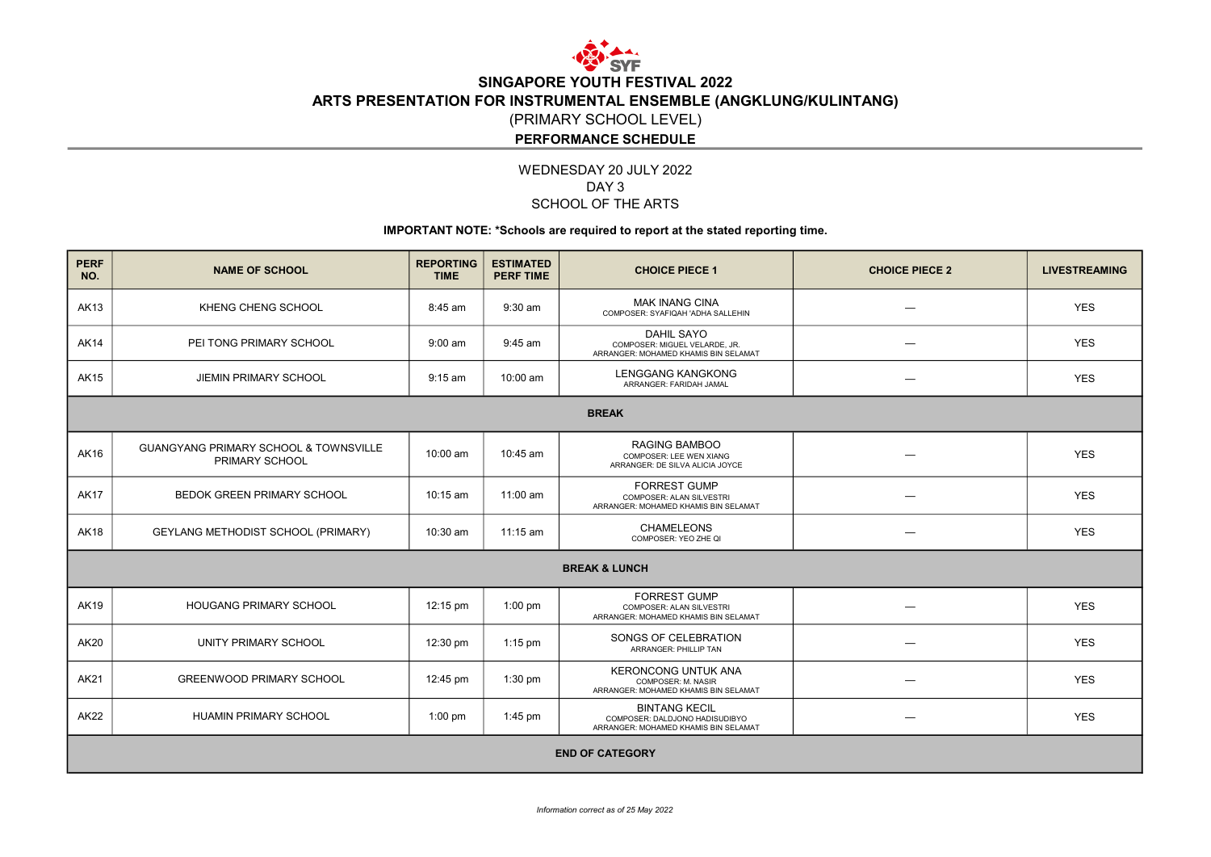# SINGAPORE YOUTH FESTIVAL 2022

## ARTS PRESENTATION FOR INSTRUMENTAL ENSEMBLE (ANGKLUNG/KULINTANG)

(PRIMARY SCHOOL LEVEL)

**PERFORMANCE SCHEDULE**

WEDNESDAY 20 JULY 2022
DAY 3
SCHOOL OF THE ARTS

**IMPORTANT NOTE: *Schools are required to report at the stated reporting time.**

| PERF NO. | NAME OF SCHOOL | REPORTING TIME | ESTIMATED PERF TIME | CHOICE PIECE 1 | CHOICE PIECE 2 | LIVESTREAMING |
|---|---|---|---|---|---|---|
| AK13 | KHENG CHENG SCHOOL | 8:45 am | 9:30 am | MAK INANG CINA<br>COMPOSER: SYAFIQAH 'ADHA SALLEHIN | — | YES |
| AK14 | PEI TONG PRIMARY SCHOOL | 9:00 am | 9:45 am | DAHIL SAYO<br>COMPOSER: MIGUEL VELARDE, JR.<br>ARRANGER: MOHAMED KHAMIS BIN SELAMAT | — | YES |
| AK15 | JIEMIN PRIMARY SCHOOL | 9:15 am | 10:00 am | LENGGANG KANGKONG<br>ARRANGER: FARIDAH JAMAL | — | YES |
| **BREAK** | | | | | | |
| AK16 | GUANGYANG PRIMARY SCHOOL & TOWNSVILLE PRIMARY SCHOOL | 10:00 am | 10:45 am | RAGING BAMBOO<br>COMPOSER: LEE WEN XIANG<br>ARRANGER: DE SILVA ALICIA JOYCE | — | YES |
| AK17 | BEDOK GREEN PRIMARY SCHOOL | 10:15 am | 11:00 am | FORREST GUMP<br>COMPOSER: ALAN SILVESTRI<br>ARRANGER: MOHAMED KHAMIS BIN SELAMAT | — | YES |
| AK18 | GEYLANG METHODIST SCHOOL (PRIMARY) | 10:30 am | 11:15 am | CHAMELEONS<br>COMPOSER: YEO ZHE QI | — | YES |
| **BREAK & LUNCH** | | | | | | |
| AK19 | HOUGANG PRIMARY SCHOOL | 12:15 pm | 1:00 pm | FORREST GUMP<br>COMPOSER: ALAN SILVESTRI<br>ARRANGER: MOHAMED KHAMIS BIN SELAMAT | — | YES |
| AK20 | UNITY PRIMARY SCHOOL | 12:30 pm | 1:15 pm | SONGS OF CELEBRATION<br>ARRANGER: PHILLIP TAN | — | YES |
| AK21 | GREENWOOD PRIMARY SCHOOL | 12:45 pm | 1:30 pm | KERONCONG UNTUK ANA<br>COMPOSER: M. NASIR<br>ARRANGER: MOHAMED KHAMIS BIN SELAMAT | — | YES |
| AK22 | HUAMIN PRIMARY SCHOOL | 1:00 pm | 1:45 pm | BINTANG KECIL<br>COMPOSER: DALDJONO HADISUDIBYO<br>ARRANGER: MOHAMED KHAMIS BIN SELAMAT | — | YES |
| **END OF CATEGORY** | | | | | | |

*Information correct as of 25 May 2022*